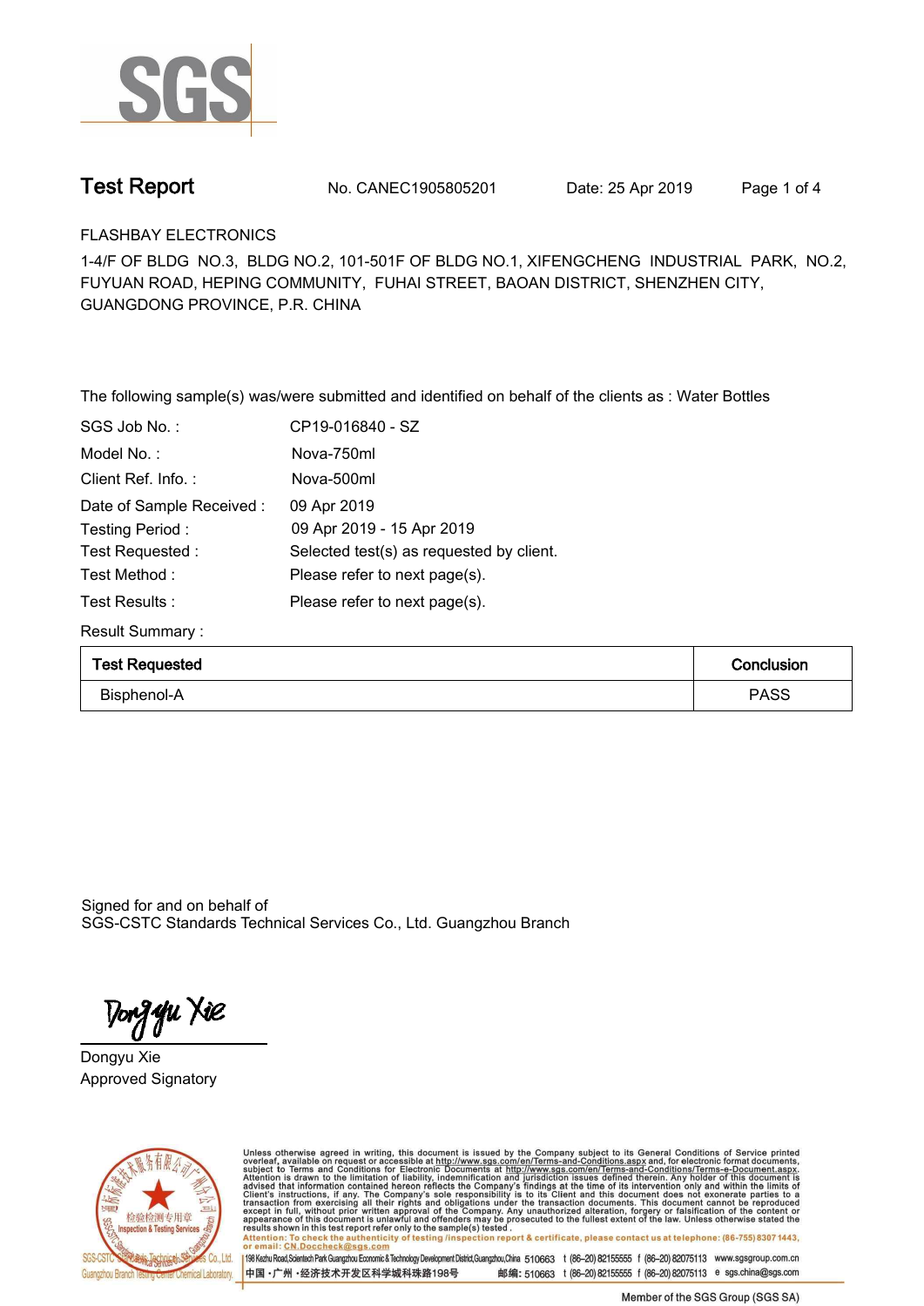# Test Report

No. CANEC1905805201 Date: 25 Apr 2019

FLASHBAY ELECTRONICS

1-4/F OF BLDG NO.3, BLDG NO.2, 101-501F OF BLDG NO.1, XIFENGCHENG INDUSTRIAL PARK, NO.2, FUYUAN ROAD, HEPING COMMUNITY, FUHAI STREET, BAOAN DISTRICT, SHENZHEN CITY, GUANGDONG PROVINCE, P.R. CHINA

The following sample(s) was/were submitted and identified on behalf of the clients as : Water Bottles

SGS Job No. : CP19-016840 - SZ

Model No. : Nova-750ml

Client Ref. Info. : Nova-500ml

Date of Sample Received : 09 Apr 2019

Testing Period : 09 Apr 2019 - 15 Apr 2019

Test Requested : Selected test(s) as requested by client.

Test Method : Please refer to next page(s).

Test Results : Please refer to next page(s).

Result Summary :

| Test Requested | Conclusion |
|---|---|
| Bisphenol-A | PASS |

Signed for and on behalf of
SGS-CSTC Standards Technical Services Co., Ltd. Guangzhou Branch

Dongyu Xie
Approved Signatory

Unless otherwise agreed in writing, this document is issued by the Company subject to its General Conditions of Service printed overleaf, available on request or accessible at http://www.sgs.com/en/Terms-and-Conditions.aspx and, for electronic format documents, subject to Terms and Conditions for Electronic Documents at http://www.sgs.com/en/Terms-and-Conditions/Terms-e-Document.aspx. Attention is drawn to the limitation of liability, indemnification and jurisdiction issues defined therein. Any holder of this document is advised that information contained hereon reflects the Company's findings at the time of its intervention only and within the limits of Client's instructions, if any. The Company's sole responsibility is to its Client and this document does not exonerate parties to a transaction from exercising all their rights and obligations under the transaction documents. This document cannot be reproduced except in full, without prior written approval of the Company. Any unauthorized alteration, forgery or falsification of the content or appearance of this document is unlawful and offenders may be prosecuted to the fullest extent of the law. Unless otherwise stated the results shown in this test report refer only to the sample(s) tested .

Attention: To check the authenticity of testing /inspection report & certificate, please contact us at telephone: (86-755) 8307 1443, or email: CN.Doccheck@sgs.com

198 Kezhu Road,Scientech Park Guangzhou Economic & Technology Development District,Guangzhou,China 510663 t (86-20) 82155555 f (86-20) 82075113 www.sgsgroup.com.cn

中国 •广州 •经济技术开发区科学城科珠路198号 邮编: 510663 t (86-20) 82155555 f (86-20) 82075113 e sgs.china@sgs.com

Member of the SGS Group (SGS SA)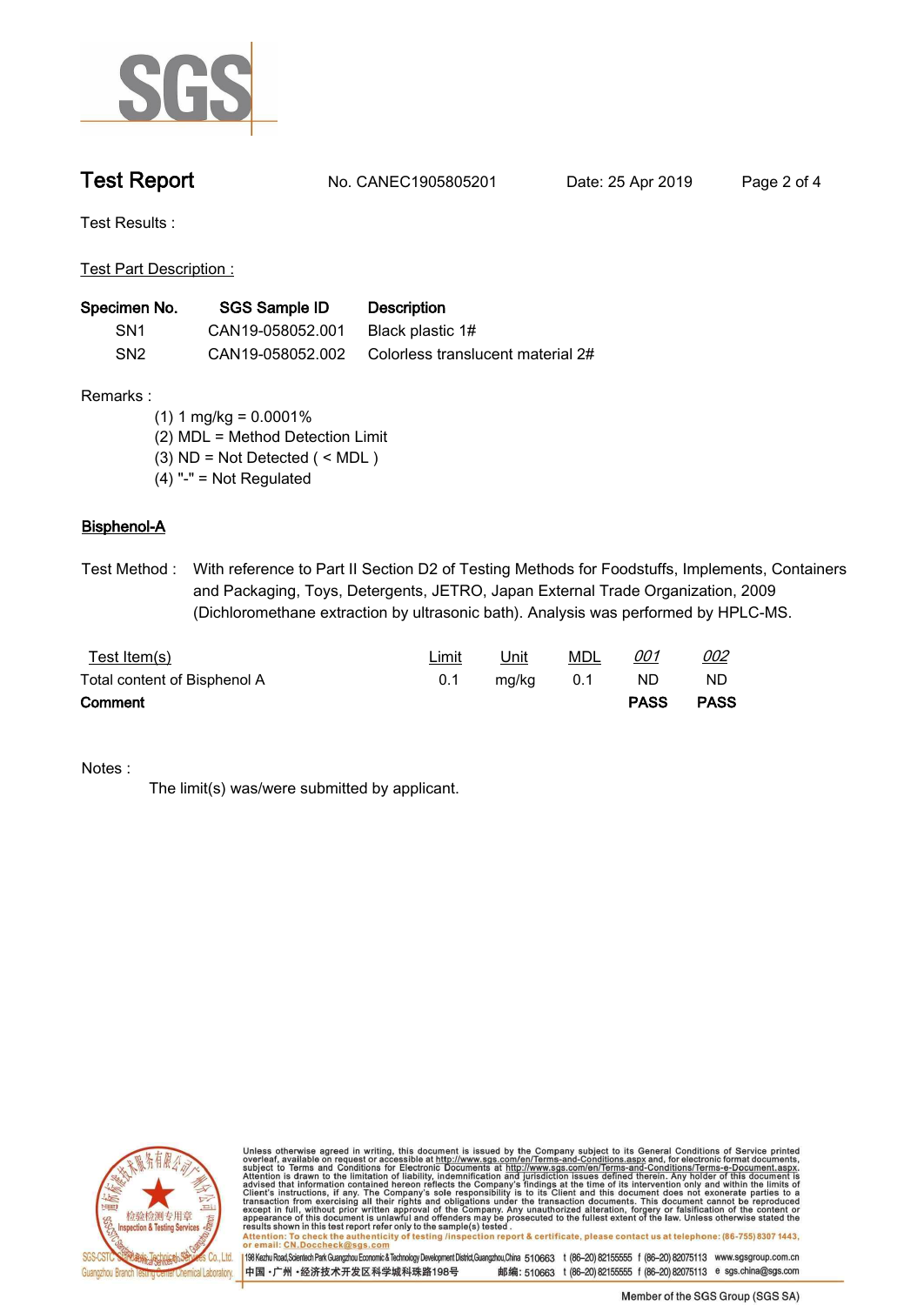# Test Report

No. CANEC1905805201 Date: 25 Apr 2019

Test Results :

Test Part Description :

| Specimen No. | SGS Sample ID | Description |
|---|---|---|
| SN1 | CAN19-058052.001 | Black plastic 1# |
| SN2 | CAN19-058052.002 | Colorless translucent material 2# |

Remarks :

(1) 1 mg/kg = 0.0001%
(2) MDL = Method Detection Limit
(3) ND = Not Detected ( < MDL )
(4) "-" = Not Regulated

## Bisphenol-A

Test Method : With reference to Part II Section D2 of Testing Methods for Foodstuffs, Implements, Containers and Packaging, Toys, Detergents, JETRO, Japan External Trade Organization, 2009 (Dichloromethane extraction by ultrasonic bath). Analysis was performed by HPLC-MS.

| Test Item(s) | Limit | Unit | MDL | *001* | *002* |
|---|---|---|---|---|---|
| Total content of Bisphenol A | 0.1 | mg/kg | 0.1 | ND | ND |
| **Comment** | | | | **PASS** | **PASS** |

Notes :

The limit(s) was/were submitted by applicant.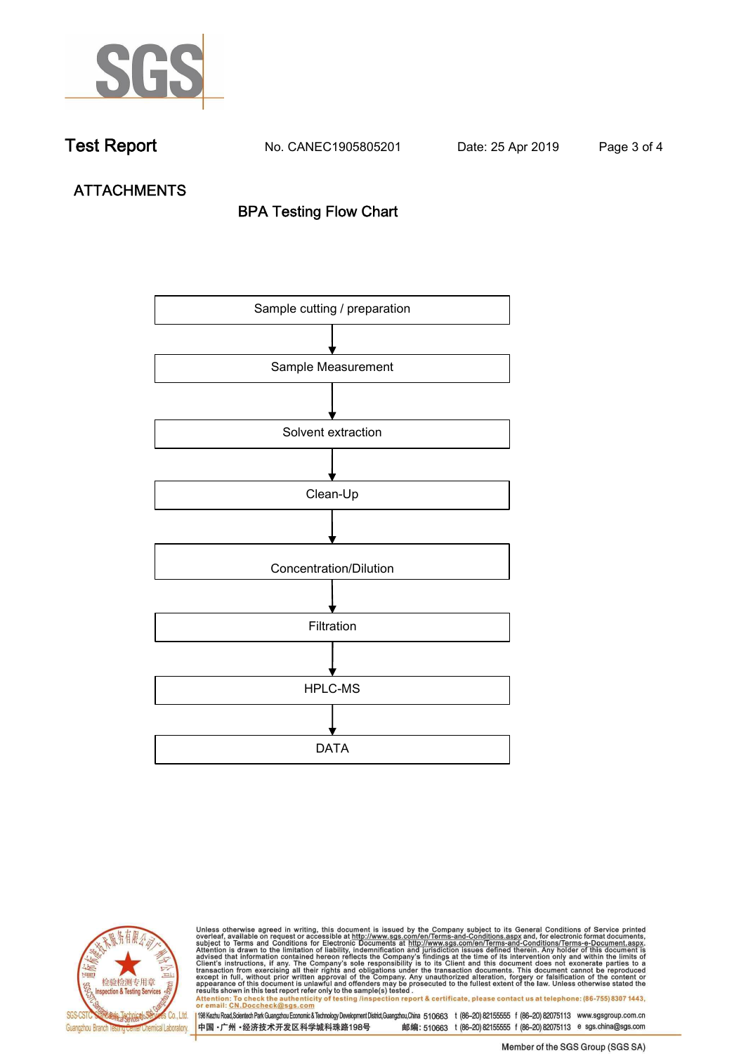Test Report No. CANEC1905805201 Date: 25 Apr 2019

## ATTACHMENTS

### BPA Testing Flow Chart

Sample cutting / preparation

↓

Sample Measurement

↓

Solvent extraction

↓

Clean-Up

↓

Concentration/Dilution

↓

Filtration

↓

HPLC-MS

↓

DATA

Unless otherwise agreed in writing, this document is issued by the Company subject to its General Conditions of Service printed overleaf, available on request or accessible at http://www.sgs.com/en/Terms-and-Conditions.aspx and, for electronic format documents, subject to Terms and Conditions for Electronic Documents at http://www.sgs.com/en/Terms-and-Conditions/Terms-e-Document.aspx. Attention is drawn to the limitation of liability, indemnification and jurisdiction issues defined therein. Any holder of this document is advised that information contained hereon reflects the Company's findings at the time of its intervention only and within the limits of Client's instructions, if any. The Company's sole responsibility is to its Client and this document does not exonerate parties to a transaction from exercising all their rights and obligations under the transaction documents. This document cannot be reproduced except in full, without prior written approval of the Company. Any unauthorized alteration, forgery or falsification of the content or appearance of this document is unlawful and offenders may be prosecuted to the fullest extent of the law. Unless otherwise stated the results shown in this test report refer only to the sample(s) tested.

Attention: To check the authenticity of testing /inspection report & certificate, please contact us at telephone: (86-755) 8307 1443, or email: CN.Doccheck@sgs.com

SGS-CSTC Standards Technical Services Co., Ltd. Guangzhou Branch Testing Center Chemical Laboratory.

198 Kezhu Road,Scientech Park Guangzhou Economic & Technology Development District,Guangzhou,China 510663 t (86–20) 82155555 f (86–20) 82075113 www.sgsgroup.com.cn

中国·广州·经济技术开发区科学城科珠路198号 邮编: 510663 t (86–20) 82155555 f (86–20) 82075113 e sgs.china@sgs.com

Member of the SGS Group (SGS SA)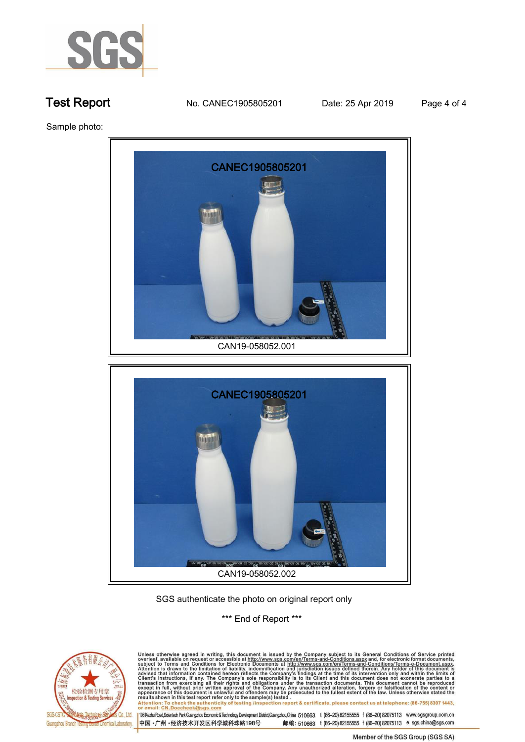Sample photo:

CANEC1905805201

CAN19-058052.001

CANEC1905805201

CAN19-058052.002

SGS authenticate the photo on original report only

*** End of Report ***